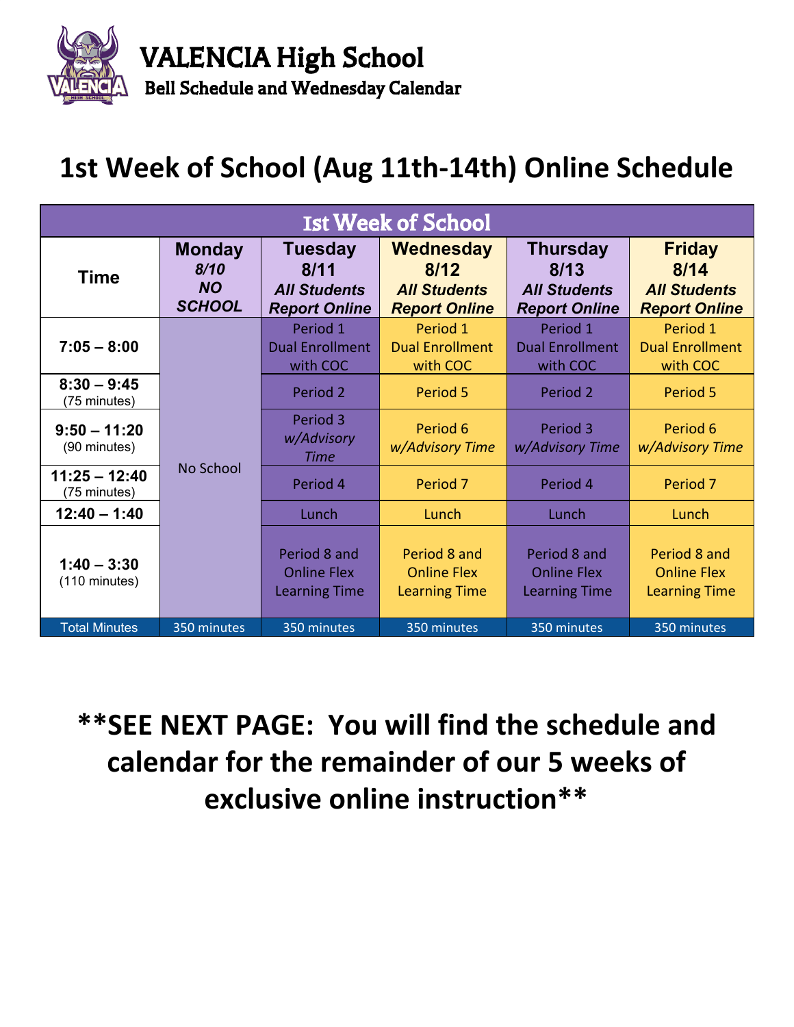# VALENCIA High School

## Bell Schedule and Wednesday Calendar

# 1st Week of School (Aug 11th-14th) Online Schedule

| 1st Week of School | | | | | |
|---|---|---|---|---|---|
| **Time** | **Monday** *8/10* ***NO SCHOOL*** | **Tuesday 8/11** ***All Students Report Online*** | **Wednesday 8/12** ***All Students Report Online*** | **Thursday 8/13** ***All Students Report Online*** | **Friday 8/14** ***All Students Report Online*** |
| **7:05 – 8:00** | No School | Period 1 Dual Enrollment with COC | Period 1 Dual Enrollment with COC | Period 1 Dual Enrollment with COC | Period 1 Dual Enrollment with COC |
| **8:30 – 9:45** (75 minutes) | | Period 2 | Period 5 | Period 2 | Period 5 |
| **9:50 – 11:20** (90 minutes) | | Period 3 *w/Advisory Time* | Period 6 *w/Advisory Time* | Period 3 *w/Advisory Time* | Period 6 *w/Advisory Time* |
| **11:25 – 12:40** (75 minutes) | | Period 4 | Period 7 | Period 4 | Period 7 |
| **12:40 – 1:40** | | Lunch | Lunch | Lunch | Lunch |
| **1:40 – 3:30** (110 minutes) | | Period 8 and Online Flex Learning Time | Period 8 and Online Flex Learning Time | Period 8 and Online Flex Learning Time | Period 8 and Online Flex Learning Time |
| Total Minutes | 350 minutes | 350 minutes | 350 minutes | 350 minutes | 350 minutes |

## **SEE NEXT PAGE: You will find the schedule and calendar for the remainder of our 5 weeks of exclusive online instruction**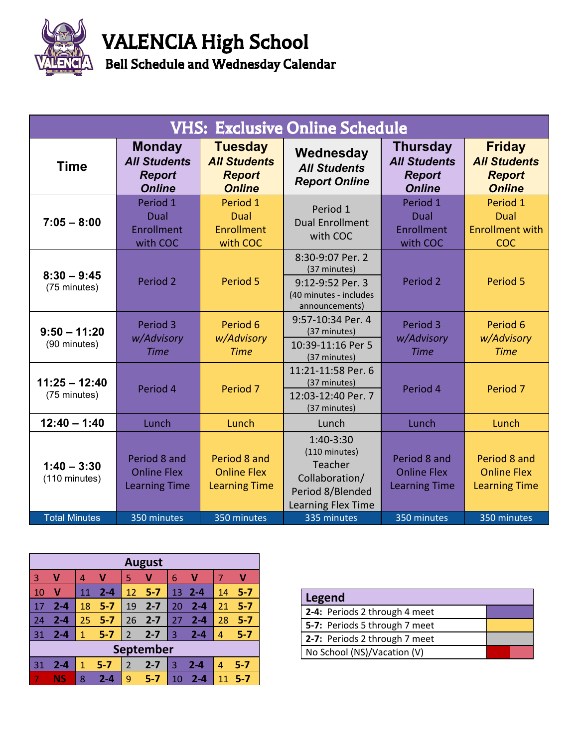# VALENCIA High School

## Bell Schedule and Wednesday Calendar

| VHS: Exclusive Online Schedule | | | | | |
|---|---|---|---|---|---|
| **Time** | **Monday** *All Students Report Online* | **Tuesday** *All Students Report Online* | **Wednesday** *All Students Report Online* | **Thursday** *All Students Report Online* | **Friday** *All Students Report Online* |
| **7:05 – 8:00** | Period 1 Dual Enrollment with COC | Period 1 Dual Enrollment with COC | Period 1 Dual Enrollment with COC | Period 1 Dual Enrollment with COC | Period 1 Dual Enrollment with COC |
| **8:30 – 9:45** (75 minutes) | Period 2 | Period 5 | 8:30-9:07 Per. 2 (37 minutes)<br>9:12-9:52 Per. 3 (40 minutes - includes announcements) | Period 2 | Period 5 |
| **9:50 – 11:20** (90 minutes) | Period 3 *w/Advisory Time* | Period 6 *w/Advisory Time* | 9:57-10:34 Per. 4 (37 minutes)<br>10:39-11:16 Per 5 (37 minutes) | Period 3 *w/Advisory Time* | Period 6 *w/Advisory Time* |
| **11:25 – 12:40** (75 minutes) | Period 4 | Period 7 | 11:21-11:58 Per. 6 (37 minutes)<br>12:03-12:40 Per. 7 (37 minutes) | Period 4 | Period 7 |
| **12:40 – 1:40** | Lunch | Lunch | Lunch | Lunch | Lunch |
| **1:40 – 3:30** (110 minutes) | Period 8 and Online Flex Learning Time | Period 8 and Online Flex Learning Time | 1:40-3:30 (110 minutes) Teacher Collaboration/ Period 8/Blended Learning Flex Time | Period 8 and Online Flex Learning Time | Period 8 and Online Flex Learning Time |
| Total Minutes | 350 minutes | 350 minutes | 335 minutes | 350 minutes | 350 minutes |

| August | | | | | | | | | |
|---|---|---|---|---|---|---|---|---|---|
| 3 | **V** | 4 | **V** | 5 | **V** | 6 | **V** | 7 | **V** |
| 10 | **V** | 11 | **2-4** | 12 | **5-7** | 13 | **2-4** | 14 | **5-7** |
| 17 | **2-4** | 18 | **5-7** | 19 | **2-7** | 20 | **2-4** | 21 | **5-7** |
| 24 | **2-4** | 25 | **5-7** | 26 | **2-7** | 27 | **2-4** | 28 | **5-7** |
| 31 | **2-4** | 1 | **5-7** | 2 | **2-7** | 3 | **2-4** | 4 | **5-7** |
| **September** | | | | | | | | | |
| 31 | **2-4** | 1 | **5-7** | 2 | **2-7** | 3 | **2-4** | 4 | **5-7** |
| 7 | **NS** | 8 | **2-4** | 9 | **5-7** | 10 | **2-4** | 11 | **5-7** |

| Legend | |
|---|---|
| **2-4:** Periods 2 through 4 meet | |
| **5-7:** Periods 5 through 7 meet | |
| **2-7:** Periods 2 through 7 meet | |
| No School (NS)/Vacation (V) | |